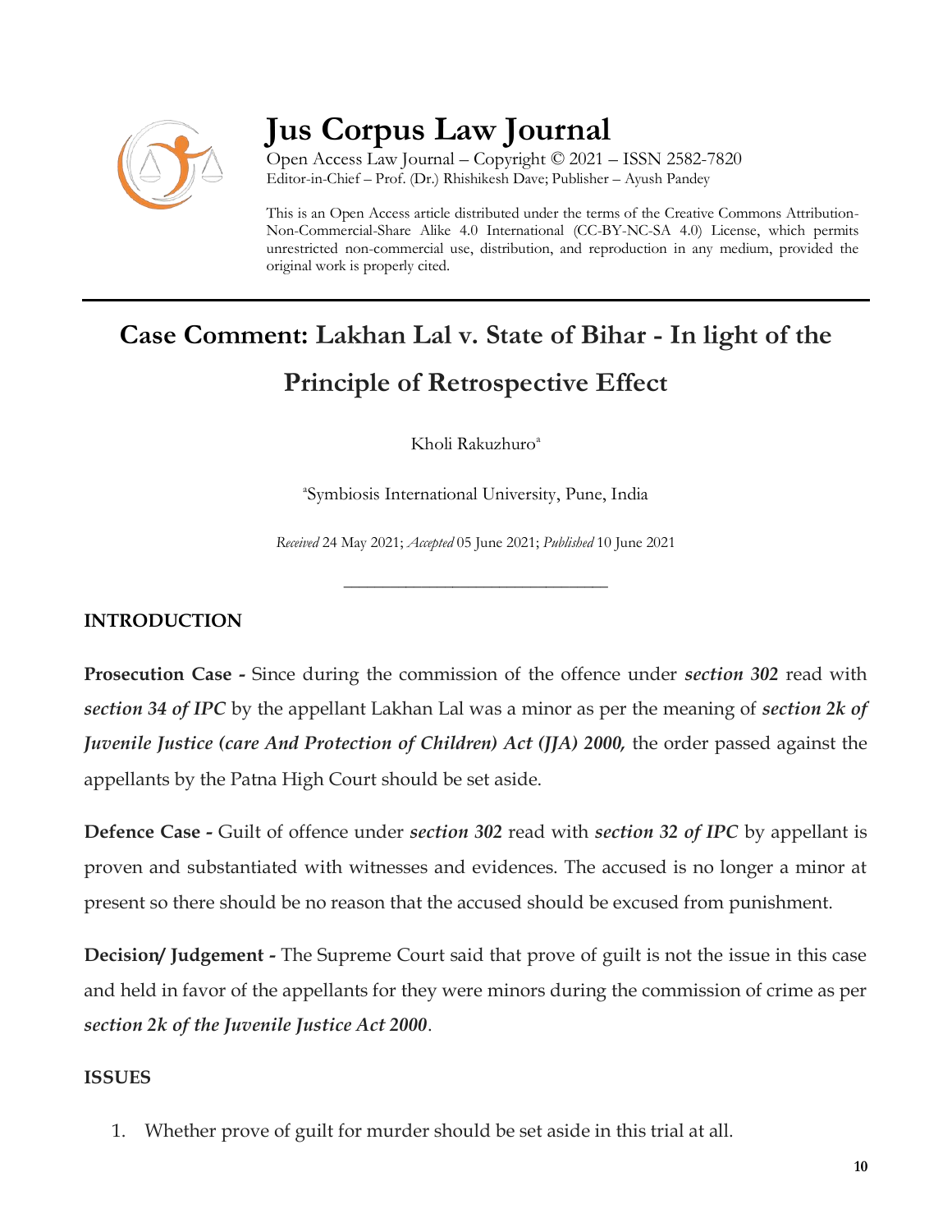# Jus Corpus Law Journal

Open Access Law Journal – Copyright © 2021 – ISSN 2582-7820
Editor-in-Chief – Prof. (Dr.) Rhishikesh Dave; Publisher – Ayush Pandey

This is an Open Access article distributed under the terms of the Creative Commons Attribution-Non-Commercial-Share Alike 4.0 International (CC-BY-NC-SA 4.0) License, which permits unrestricted non-commercial use, distribution, and reproduction in any medium, provided the original work is properly cited.

## Case Comment: Lakhan Lal v. State of Bihar - In light of the Principle of Retrospective Effect

Kholi Rakuzhuro[a]

[a]Symbiosis International University, Pune, India

*Received* 24 May 2021; *Accepted* 05 June 2021; *Published* 10 June 2021

---

### INTRODUCTION

**Prosecution Case -** Since during the commission of the offence under ***section 302*** read with ***section 34 of IPC*** by the appellant Lakhan Lal was a minor as per the meaning of ***section 2k of Juvenile Justice (care And Protection of Children) Act (JJA) 2000,*** the order passed against the appellants by the Patna High Court should be set aside.

**Defence Case -** Guilt of offence under ***section 302*** read with ***section 32 of IPC*** by appellant is proven and substantiated with witnesses and evidences. The accused is no longer a minor at present so there should be no reason that the accused should be excused from punishment.

**Decision/ Judgement -** The Supreme Court said that prove of guilt is not the issue in this case and held in favor of the appellants for they were minors during the commission of crime as per ***section 2k of the Juvenile Justice Act 2000***.

### ISSUES

1. Whether prove of guilt for murder should be set aside in this trial at all.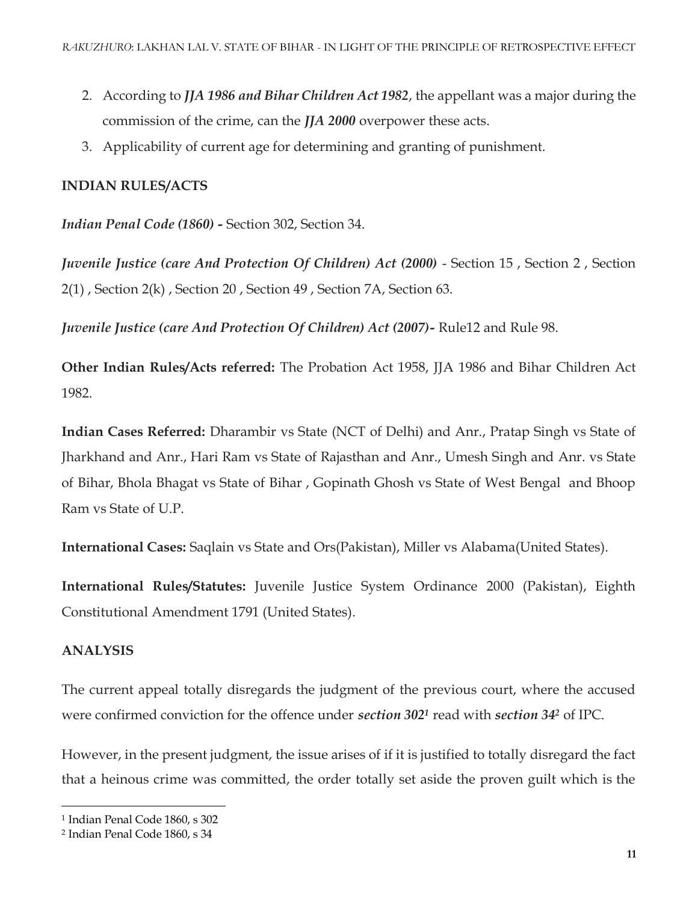2. According to ***JJA 1986 and Bihar Children Act 1982***, the appellant was a major during the commission of the crime, can the ***JJA 2000*** overpower these acts.
3. Applicability of current age for determining and granting of punishment.

**INDIAN RULES/ACTS**

***Indian Penal Code (1860) -*** Section 302, Section 34.

***Juvenile Justice (care And Protection Of Children) Act (2000)*** - Section 15 , Section 2 , Section 2(1) , Section 2(k) , Section 20 , Section 49 , Section 7A, Section 63.

***Juvenile Justice (care And Protection Of Children) Act (2007)-*** Rule12 and Rule 98.

**Other Indian Rules/Acts referred:** The Probation Act 1958, JJA 1986 and Bihar Children Act 1982.

**Indian Cases Referred:** Dharambir vs State (NCT of Delhi) and Anr., Pratap Singh vs State of Jharkhand and Anr., Hari Ram vs State of Rajasthan and Anr., Umesh Singh and Anr. vs State of Bihar, Bhola Bhagat vs State of Bihar , Gopinath Ghosh vs State of West Bengal and Bhoop Ram vs State of U.P.

**International Cases:** Saqlain vs State and Ors(Pakistan), Miller vs Alabama(United States).

**International Rules/Statutes:** Juvenile Justice System Ordinance 2000 (Pakistan), Eighth Constitutional Amendment 1791 (United States).

**ANALYSIS**

The current appeal totally disregards the judgment of the previous court, where the accused were confirmed conviction for the offence under ***section 302***[1] read with ***section 34***[2] of IPC.

However, in the present judgment, the issue arises of if it is justified to totally disregard the fact that a heinous crime was committed, the order totally set aside the proven guilt which is the

---

[1] Indian Penal Code 1860, s 302

[2] Indian Penal Code 1860, s 34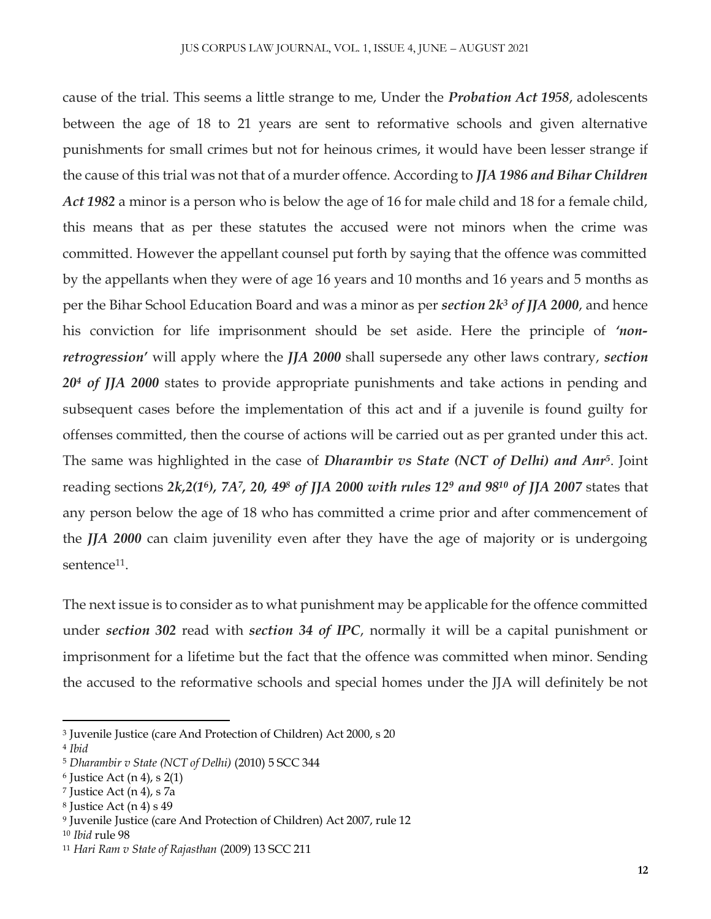cause of the trial. This seems a little strange to me, Under the ***Probation Act 1958***, adolescents between the age of 18 to 21 years are sent to reformative schools and given alternative punishments for small crimes but not for heinous crimes, it would have been lesser strange if the cause of this trial was not that of a murder offence. According to ***JJA 1986 and Bihar Children Act 1982*** a minor is a person who is below the age of 16 for male child and 18 for a female child, this means that as per these statutes the accused were not minors when the crime was committed. However the appellant counsel put forth by saying that the offence was committed by the appellants when they were of age 16 years and 10 months and 16 years and 5 months as per the Bihar School Education Board and was a minor as per ***section 2k[3] of JJA 2000***, and hence his conviction for life imprisonment should be set aside. Here the principle of ***'non-retrogression'*** will apply where the ***JJA 2000*** shall supersede any other laws contrary, ***section 20[4] of JJA 2000*** states to provide appropriate punishments and take actions in pending and subsequent cases before the implementation of this act and if a juvenile is found guilty for offenses committed, then the course of actions will be carried out as per granted under this act. The same was highlighted in the case of ***Dharambir vs State (NCT of Delhi) and Anr[5]***. Joint reading sections ***2k,2(1[6]), 7A[7], 20, 49[8] of JJA 2000 with rules 12[9] and 98[10] of JJA 2007*** states that any person below the age of 18 who has committed a crime prior and after commencement of the ***JJA 2000*** can claim juvenility even after they have the age of majority or is undergoing sentence[11].

The next issue is to consider as to what punishment may be applicable for the offence committed under ***section 302*** read with ***section 34 of IPC***, normally it will be a capital punishment or imprisonment for a lifetime but the fact that the offence was committed when minor. Sending the accused to the reformative schools and special homes under the JJA will definitely be not

---

[3] Juvenile Justice (care And Protection of Children) Act 2000, s 20

[4] *Ibid*

[5] *Dharambir v State (NCT of Delhi)* (2010) 5 SCC 344

[6] Justice Act (n 4), s 2(1)

[7] Justice Act (n 4), s 7a

[8] Justice Act (n 4) s 49

[9] Juvenile Justice (care And Protection of Children) Act 2007, rule 12

[10] *Ibid* rule 98

[11] *Hari Ram v State of Rajasthan* (2009) 13 SCC 211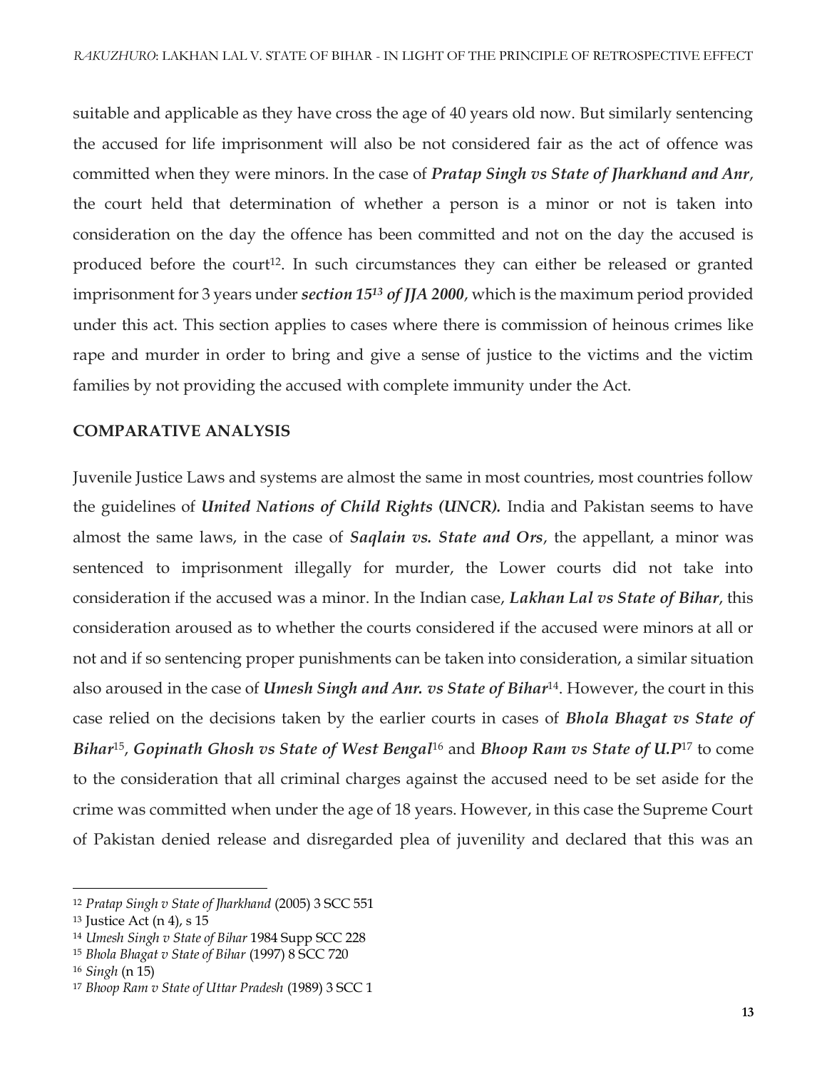suitable and applicable as they have cross the age of 40 years old now. But similarly sentencing the accused for life imprisonment will also be not considered fair as the act of offence was committed when they were minors. In the case of ***Pratap Singh vs State of Jharkhand and Anr***, the court held that determination of whether a person is a minor or not is taken into consideration on the day the offence has been committed and not on the day the accused is produced before the court[12]. In such circumstances they can either be released or granted imprisonment for 3 years under ***section 15[13] of JJA 2000***, which is the maximum period provided under this act. This section applies to cases where there is commission of heinous crimes like rape and murder in order to bring and give a sense of justice to the victims and the victim families by not providing the accused with complete immunity under the Act.

## COMPARATIVE ANALYSIS

Juvenile Justice Laws and systems are almost the same in most countries, most countries follow the guidelines of ***United Nations of Child Rights (UNCR).*** India and Pakistan seems to have almost the same laws, in the case of ***Saqlain vs. State and Ors***, the appellant, a minor was sentenced to imprisonment illegally for murder, the Lower courts did not take into consideration if the accused was a minor. In the Indian case, ***Lakhan Lal vs State of Bihar***, this consideration aroused as to whether the courts considered if the accused were minors at all or not and if so sentencing proper punishments can be taken into consideration, a similar situation also aroused in the case of ***Umesh Singh and Anr. vs State of Bihar***[14]. However, the court in this case relied on the decisions taken by the earlier courts in cases of ***Bhola Bhagat vs State of Bihar***[15], ***Gopinath Ghosh vs State of West Bengal***[16] and ***Bhoop Ram vs State of U.P***[17] to come to the consideration that all criminal charges against the accused need to be set aside for the crime was committed when under the age of 18 years. However, in this case the Supreme Court of Pakistan denied release and disregarded plea of juvenility and declared that this was an

---

[12] *Pratap Singh v State of Jharkhand* (2005) 3 SCC 551

[13] Justice Act (n 4), s 15

[14] *Umesh Singh v State of Bihar* 1984 Supp SCC 228

[15] *Bhola Bhagat v State of Bihar* (1997) 8 SCC 720

[16] *Singh* (n 15)

[17] *Bhoop Ram v State of Uttar Pradesh* (1989) 3 SCC 1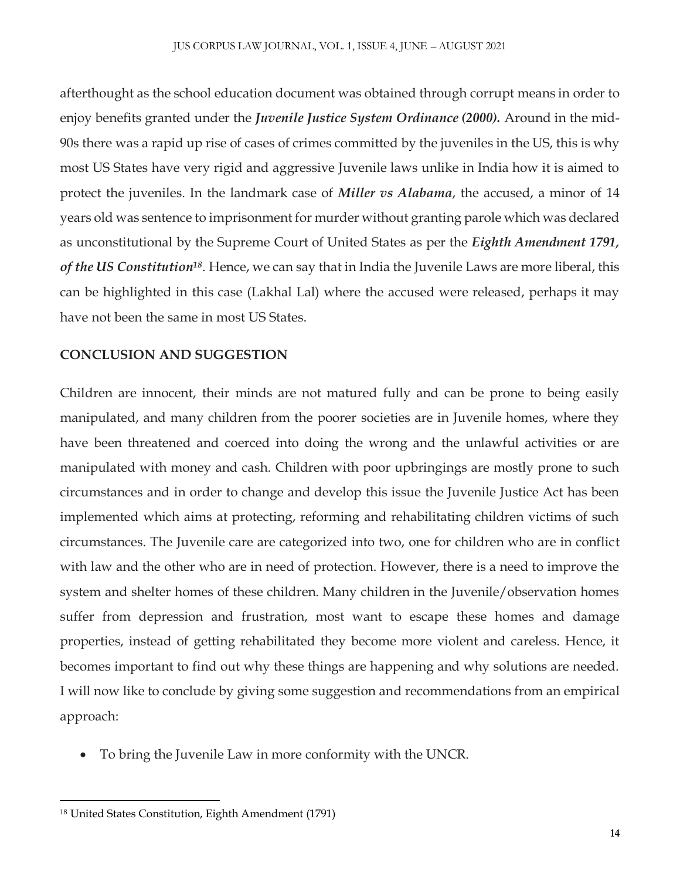afterthought as the school education document was obtained through corrupt means in order to enjoy benefits granted under the ***Juvenile Justice System Ordinance (2000).*** Around in the mid-90s there was a rapid up rise of cases of crimes committed by the juveniles in the US, this is why most US States have very rigid and aggressive Juvenile laws unlike in India how it is aimed to protect the juveniles. In the landmark case of ***Miller vs Alabama***, the accused, a minor of 14 years old was sentence to imprisonment for murder without granting parole which was declared as unconstitutional by the Supreme Court of United States as per the ***Eighth Amendment 1791, of the US Constitution***[18]. Hence, we can say that in India the Juvenile Laws are more liberal, this can be highlighted in this case (Lakhal Lal) where the accused were released, perhaps it may have not been the same in most US States.

**CONCLUSION AND SUGGESTION**

Children are innocent, their minds are not matured fully and can be prone to being easily manipulated, and many children from the poorer societies are in Juvenile homes, where they have been threatened and coerced into doing the wrong and the unlawful activities or are manipulated with money and cash. Children with poor upbringings are mostly prone to such circumstances and in order to change and develop this issue the Juvenile Justice Act has been implemented which aims at protecting, reforming and rehabilitating children victims of such circumstances. The Juvenile care are categorized into two, one for children who are in conflict with law and the other who are in need of protection. However, there is a need to improve the system and shelter homes of these children. Many children in the Juvenile/observation homes suffer from depression and frustration, most want to escape these homes and damage properties, instead of getting rehabilitated they become more violent and careless. Hence, it becomes important to find out why these things are happening and why solutions are needed. I will now like to conclude by giving some suggestion and recommendations from an empirical approach:

- To bring the Juvenile Law in more conformity with the UNCR.

[18] United States Constitution, Eighth Amendment (1791)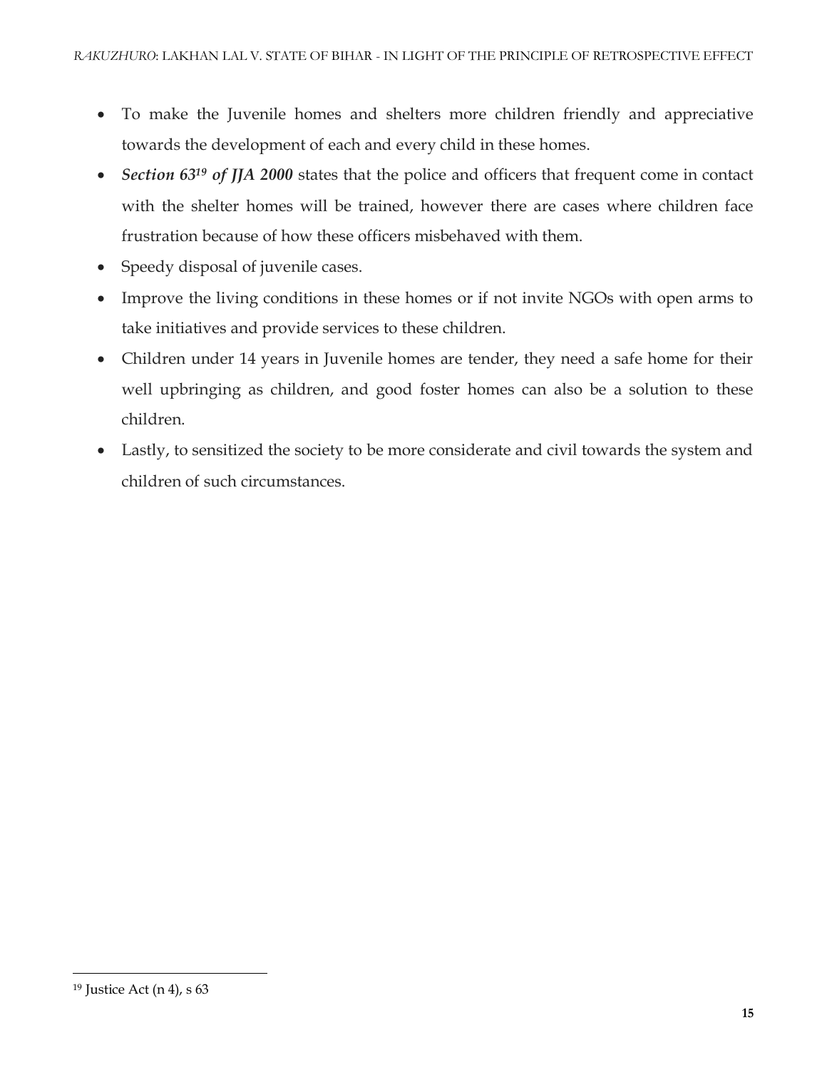- To make the Juvenile homes and shelters more children friendly and appreciative towards the development of each and every child in these homes.
- ***Section 63[19] of JJA 2000*** states that the police and officers that frequent come in contact with the shelter homes will be trained, however there are cases where children face frustration because of how these officers misbehaved with them.
- Speedy disposal of juvenile cases.
- Improve the living conditions in these homes or if not invite NGOs with open arms to take initiatives and provide services to these children.
- Children under 14 years in Juvenile homes are tender, they need a safe home for their well upbringing as children, and good foster homes can also be a solution to these children.
- Lastly, to sensitized the society to be more considerate and civil towards the system and children of such circumstances.

[19] Justice Act (n 4), s 63